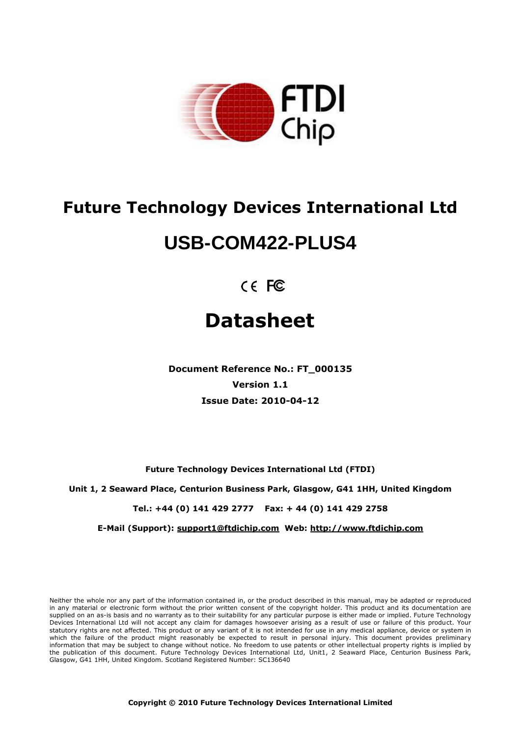# Future Technology Devices International Ltd

# USB-COM422-PLUS4

CE FC

# Datasheet

**Document Reference No.: FT_000135**

**Version 1.1**

**Issue Date: 2010-04-12**

**Future Technology Devices International Ltd (FTDI)**

**Unit 1, 2 Seaward Place, Centurion Business Park, Glasgow, G41 1HH, United Kingdom**

**Tel.: +44 (0) 141 429 2777 Fax: + 44 (0) 141 429 2758**

**E-Mail (Support): support1@ftdichip.com Web: http://www.ftdichip.com**

Neither the whole nor any part of the information contained in, or the product described in this manual, may be adapted or reproduced in any material or electronic form without the prior written consent of the copyright holder. This product and its documentation are supplied on an as-is basis and no warranty as to their suitability for any particular purpose is either made or implied. Future Technology Devices International Ltd will not accept any claim for damages howsoever arising as a result of use or failure of this product. Your statutory rights are not affected. This product or any variant of it is not intended for use in any medical appliance, device or system in which the failure of the product might reasonably be expected to result in personal injury. This document provides preliminary information that may be subject to change without notice. No freedom to use patents or other intellectual property rights is implied by the publication of this document. Future Technology Devices International Ltd, Unit1, 2 Seaward Place, Centurion Business Park, Glasgow, G41 1HH, United Kingdom. Scotland Registered Number: SC136640

**Copyright © 2010 Future Technology Devices International Limited**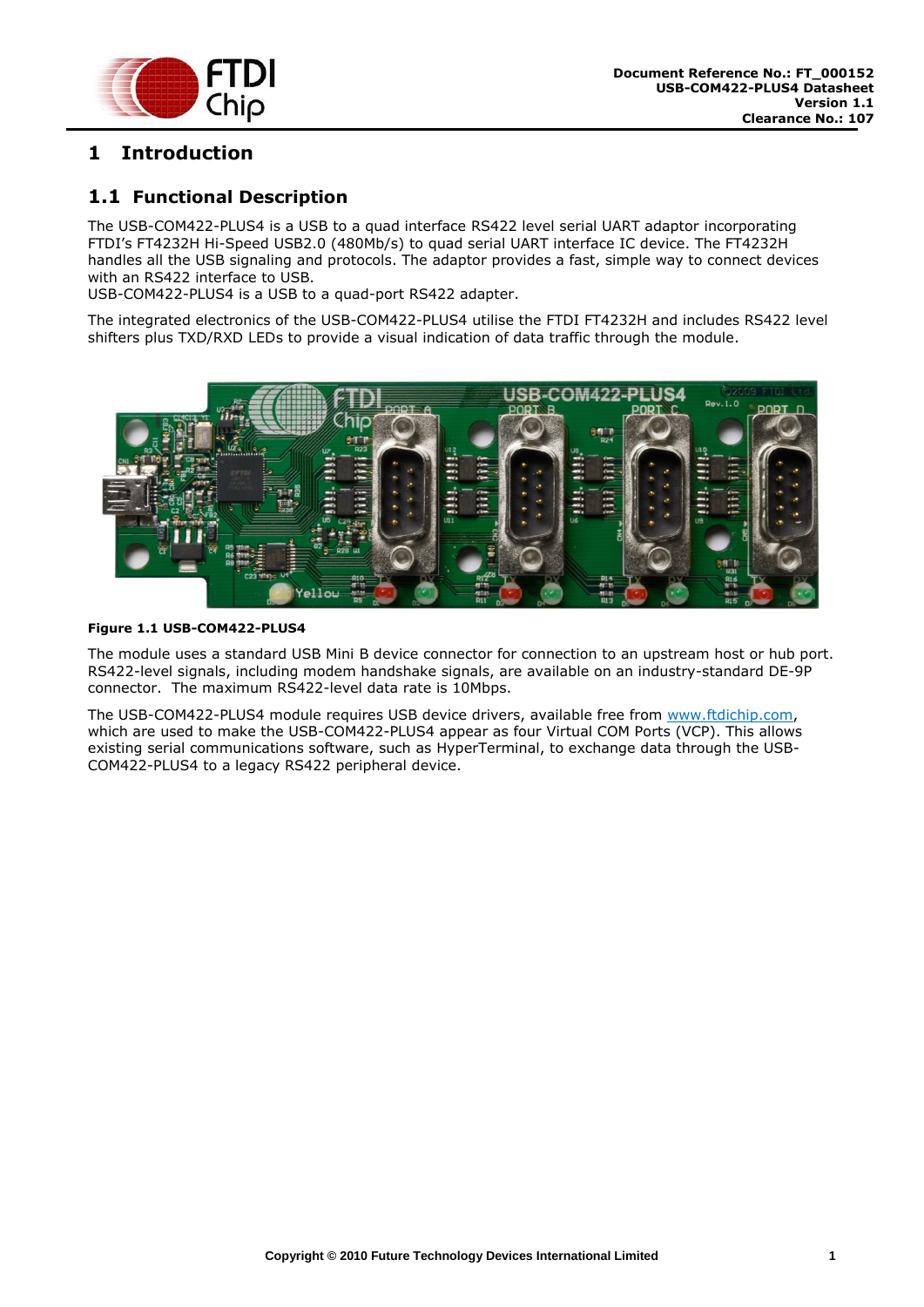# 1 Introduction

## 1.1 Functional Description

The USB-COM422-PLUS4 is a USB to a quad interface RS422 level serial UART adaptor incorporating FTDI's FT4232H Hi-Speed USB2.0 (480Mb/s) to quad serial UART interface IC device. The FT4232H handles all the USB signaling and protocols. The adaptor provides a fast, simple way to connect devices with an RS422 interface to USB.
USB-COM422-PLUS4 is a USB to a quad-port RS422 adapter.

The integrated electronics of the USB-COM422-PLUS4 utilise the FTDI FT4232H and includes RS422 level shifters plus TXD/RXD LEDs to provide a visual indication of data traffic through the module.

**Figure 1.1 USB-COM422-PLUS4**

The module uses a standard USB Mini B device connector for connection to an upstream host or hub port. RS422-level signals, including modem handshake signals, are available on an industry-standard DE-9P connector. The maximum RS422-level data rate is 10Mbps.

The USB-COM422-PLUS4 module requires USB device drivers, available free from www.ftdichip.com, which are used to make the USB-COM422-PLUS4 appear as four Virtual COM Ports (VCP). This allows existing serial communications software, such as HyperTerminal, to exchange data through the USB-COM422-PLUS4 to a legacy RS422 peripheral device.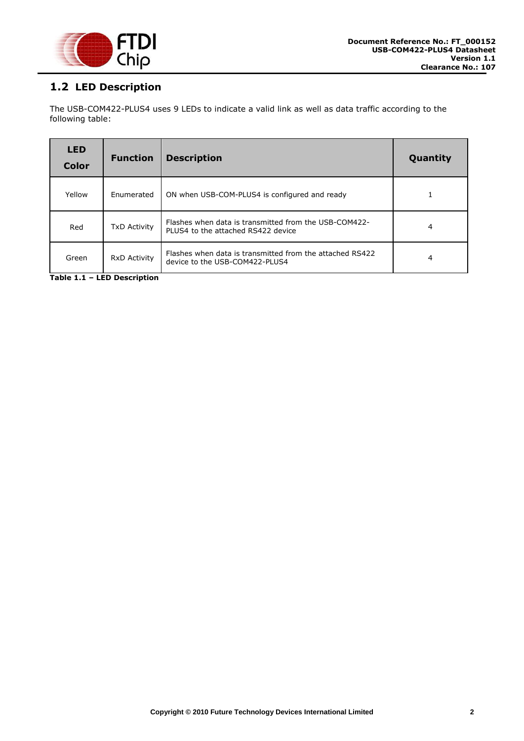## 1.2 LED Description

The USB-COM422-PLUS4 uses 9 LEDs to indicate a valid link as well as data traffic according to the following table:

| LED Color | Function | Description | Quantity |
|---|---|---|---|
| Yellow | Enumerated | ON when USB-COM-PLUS4 is configured and ready | 1 |
| Red | TxD Activity | Flashes when data is transmitted from the USB-COM422-PLUS4 to the attached RS422 device | 4 |
| Green | RxD Activity | Flashes when data is transmitted from the attached RS422 device to the USB-COM422-PLUS4 | 4 |

**Table 1.1 – LED Description**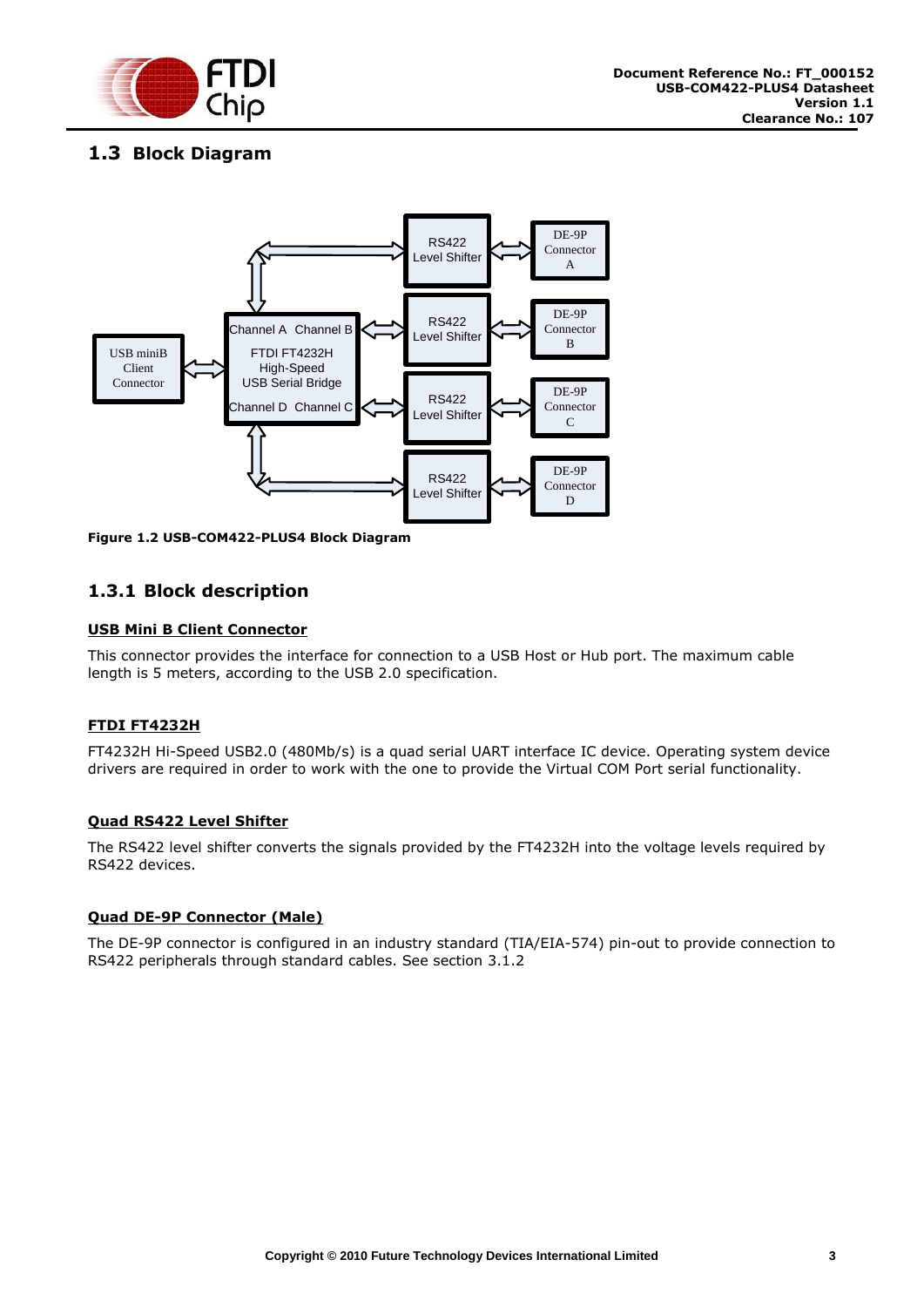## 1.3 Block Diagram

Figure 1.2 USB-COM422-PLUS4 Block Diagram

### 1.3.1 Block description

**USB Mini B Client Connector**

This connector provides the interface for connection to a USB Host or Hub port. The maximum cable length is 5 meters, according to the USB 2.0 specification.

**FTDI FT4232H**

FT4232H Hi-Speed USB2.0 (480Mb/s) is a quad serial UART interface IC device. Operating system device drivers are required in order to work with the one to provide the Virtual COM Port serial functionality.

**Quad RS422 Level Shifter**

The RS422 level shifter converts the signals provided by the FT4232H into the voltage levels required by RS422 devices.

**Quad DE-9P Connector (Male)**

The DE-9P connector is configured in an industry standard (TIA/EIA-574) pin-out to provide connection to RS422 peripherals through standard cables. See section 3.1.2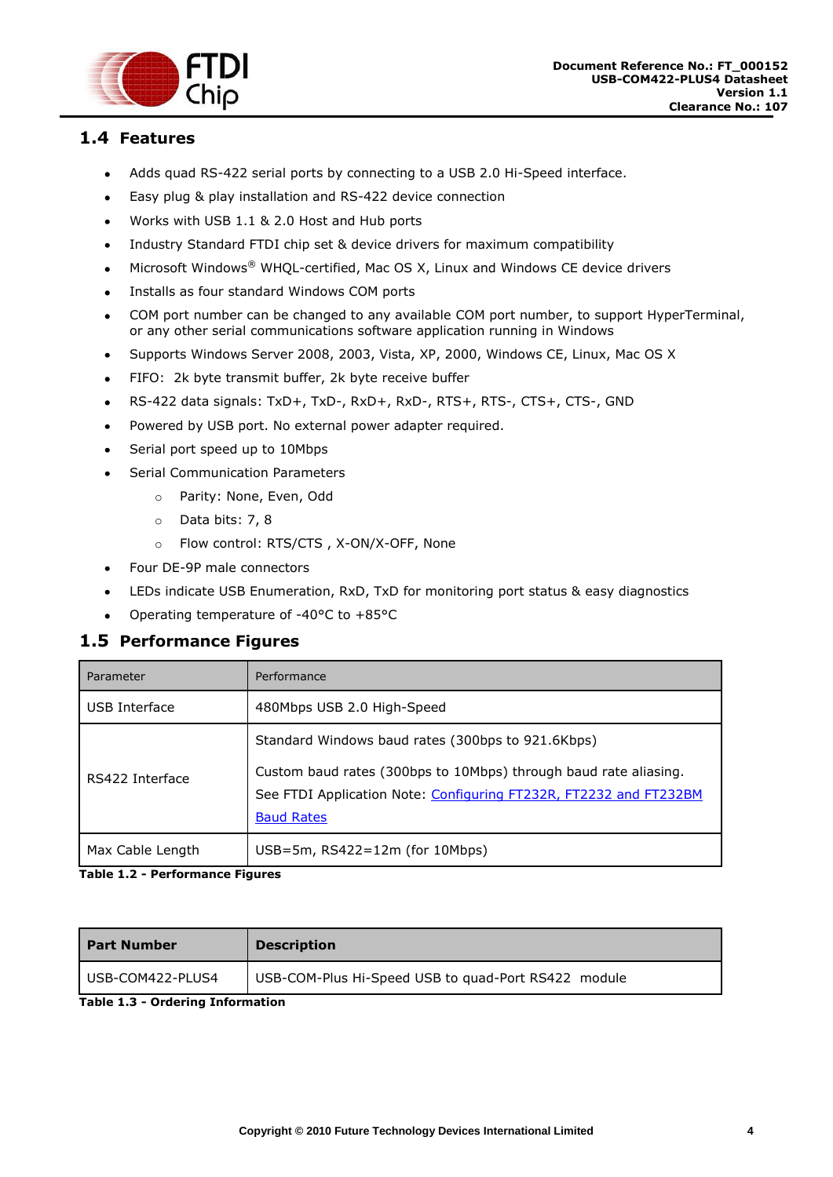## 1.4 Features

- Adds quad RS-422 serial ports by connecting to a USB 2.0 Hi-Speed interface.
- Easy plug & play installation and RS-422 device connection
- Works with USB 1.1 & 2.0 Host and Hub ports
- Industry Standard FTDI chip set & device drivers for maximum compatibility
- Microsoft Windows® WHQL-certified, Mac OS X, Linux and Windows CE device drivers
- Installs as four standard Windows COM ports
- COM port number can be changed to any available COM port number, to support HyperTerminal, or any other serial communications software application running in Windows
- Supports Windows Server 2008, 2003, Vista, XP, 2000, Windows CE, Linux, Mac OS X
- FIFO: 2k byte transmit buffer, 2k byte receive buffer
- RS-422 data signals: TxD+, TxD-, RxD+, RxD-, RTS+, RTS-, CTS+, CTS-, GND
- Powered by USB port. No external power adapter required.
- Serial port speed up to 10Mbps
- Serial Communication Parameters
  - Parity: None, Even, Odd
  - Data bits: 7, 8
  - Flow control: RTS/CTS , X-ON/X-OFF, None
- Four DE-9P male connectors
- LEDs indicate USB Enumeration, RxD, TxD for monitoring port status & easy diagnostics
- Operating temperature of -40°C to +85°C

## 1.5 Performance Figures

| Parameter | Performance |
|---|---|
| USB Interface | 480Mbps USB 2.0 High-Speed |
| RS422 Interface | Standard Windows baud rates (300bps to 921.6Kbps)<br><br>Custom baud rates (300bps to 10Mbps) through baud rate aliasing. See FTDI Application Note: Configuring FT232R, FT2232 and FT232BM Baud Rates |
| Max Cable Length | USB=5m, RS422=12m (for 10Mbps) |

**Table 1.2 - Performance Figures**

| **Part Number** | **Description** |
|---|---|
| USB-COM422-PLUS4 | USB-COM-Plus Hi-Speed USB to quad-Port RS422 module |

**Table 1.3 - Ordering Information**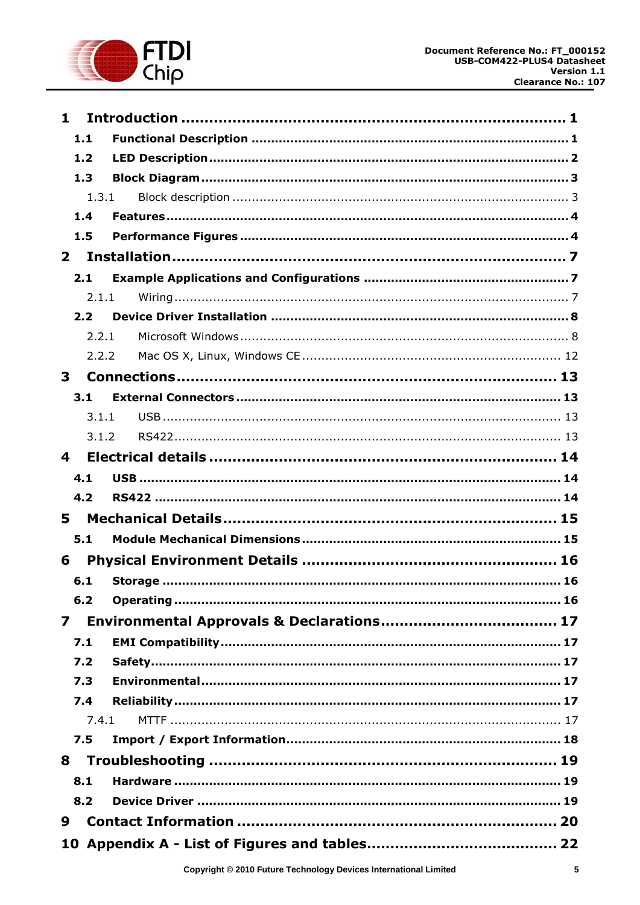| | | |
|---|---|---|
| **1** | **Introduction** | **1** |
| **1.1** | **Functional Description** | **1** |
| **1.2** | **LED Description** | **2** |
| **1.3** | **Block Diagram** | **3** |
| 1.3.1 | Block description | 3 |
| **1.4** | **Features** | **4** |
| **1.5** | **Performance Figures** | **4** |
| **2** | **Installation** | **7** |
| **2.1** | **Example Applications and Configurations** | **7** |
| 2.1.1 | Wiring | 7 |
| **2.2** | **Device Driver Installation** | **8** |
| 2.2.1 | Microsoft Windows | 8 |
| 2.2.2 | Mac OS X, Linux, Windows CE | 12 |
| **3** | **Connections** | **13** |
| **3.1** | **External Connectors** | **13** |
| 3.1.1 | USB | 13 |
| 3.1.2 | RS422 | 13 |
| **4** | **Electrical details** | **14** |
| **4.1** | **USB** | **14** |
| **4.2** | **RS422** | **14** |
| **5** | **Mechanical Details** | **15** |
| **5.1** | **Module Mechanical Dimensions** | **15** |
| **6** | **Physical Environment Details** | **16** |
| **6.1** | **Storage** | **16** |
| **6.2** | **Operating** | **16** |
| **7** | **Environmental Approvals & Declarations** | **17** |
| **7.1** | **EMI Compatibility** | **17** |
| **7.2** | **Safety** | **17** |
| **7.3** | **Environmental** | **17** |
| **7.4** | **Reliability** | **17** |
| 7.4.1 | MTTF | 17 |
| **7.5** | **Import / Export Information** | **18** |
| **8** | **Troubleshooting** | **19** |
| **8.1** | **Hardware** | **19** |
| **8.2** | **Device Driver** | **19** |
| **9** | **Contact Information** | **20** |
| **10** | **Appendix A - List of Figures and tables** | **22** |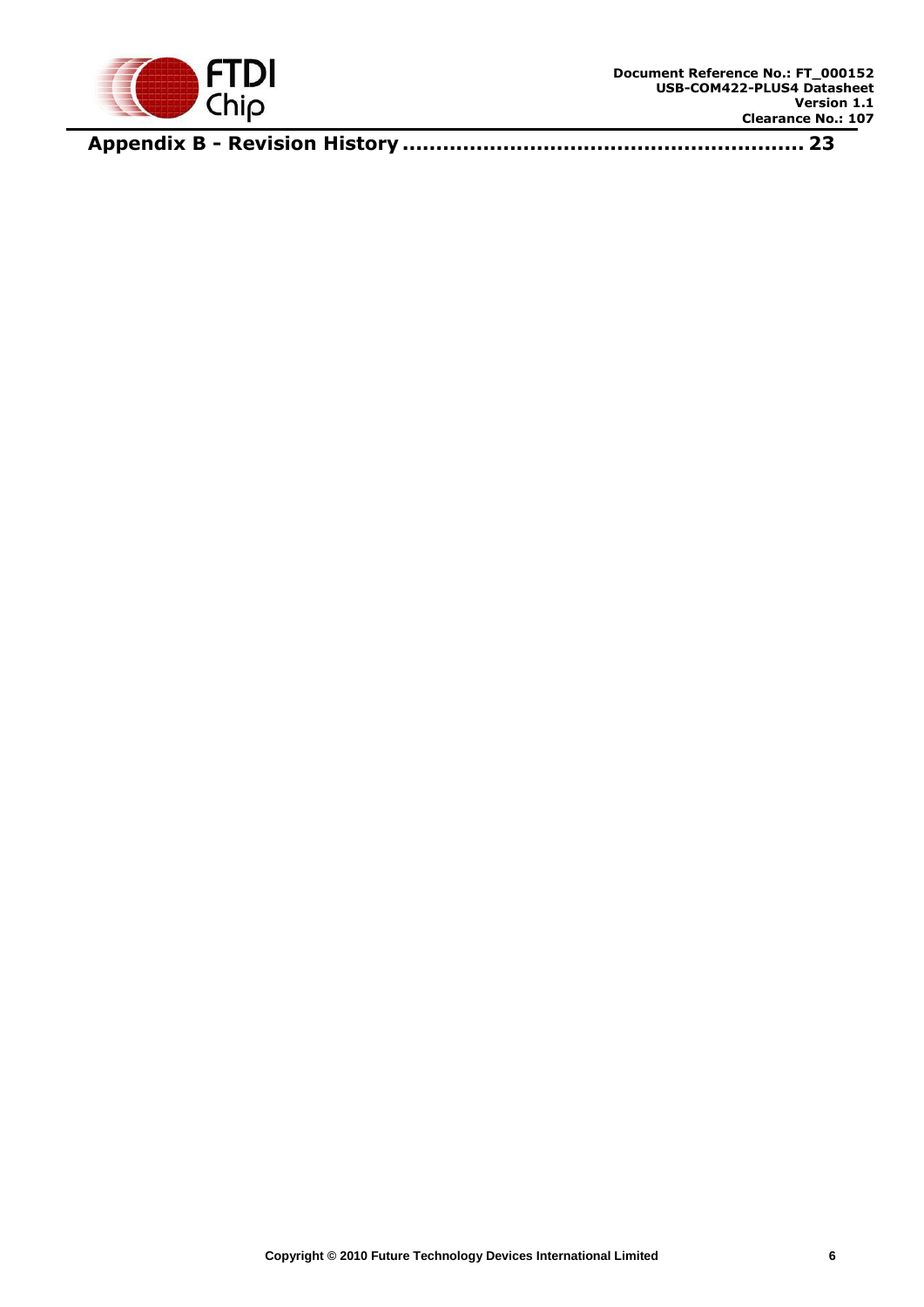**Appendix B - Revision History ........................................................ 23**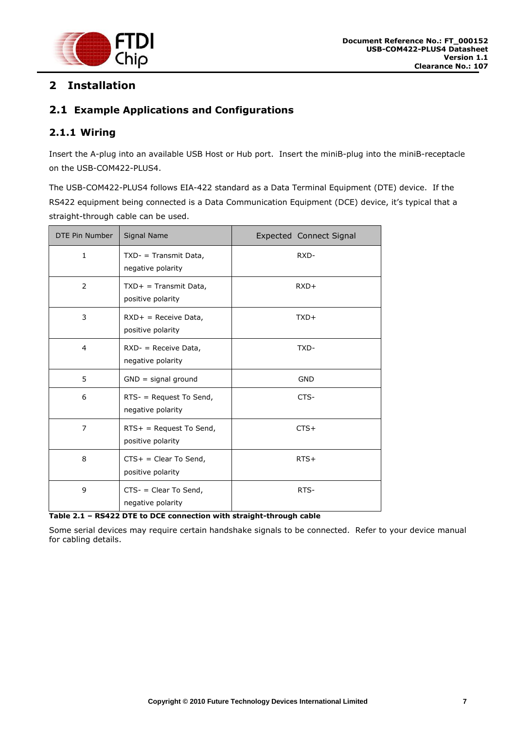# 2 Installation

## 2.1 Example Applications and Configurations

### 2.1.1 Wiring

Insert the A-plug into an available USB Host or Hub port. Insert the miniB-plug into the miniB-receptacle on the USB-COM422-PLUS4.

The USB-COM422-PLUS4 follows EIA-422 standard as a Data Terminal Equipment (DTE) device. If the RS422 equipment being connected is a Data Communication Equipment (DCE) device, it's typical that a straight-through cable can be used.

| DTE Pin Number | Signal Name | Expected Connect Signal |
|---|---|---|
| 1 | TXD- = Transmit Data, negative polarity | RXD- |
| 2 | TXD+ = Transmit Data, positive polarity | RXD+ |
| 3 | RXD+ = Receive Data, positive polarity | TXD+ |
| 4 | RXD- = Receive Data, negative polarity | TXD- |
| 5 | GND = signal ground | GND |
| 6 | RTS- = Request To Send, negative polarity | CTS- |
| 7 | RTS+ = Request To Send, positive polarity | CTS+ |
| 8 | CTS+ = Clear To Send, positive polarity | RTS+ |
| 9 | CTS- = Clear To Send, negative polarity | RTS- |

**Table 2.1 – RS422 DTE to DCE connection with straight-through cable**

Some serial devices may require certain handshake signals to be connected. Refer to your device manual for cabling details.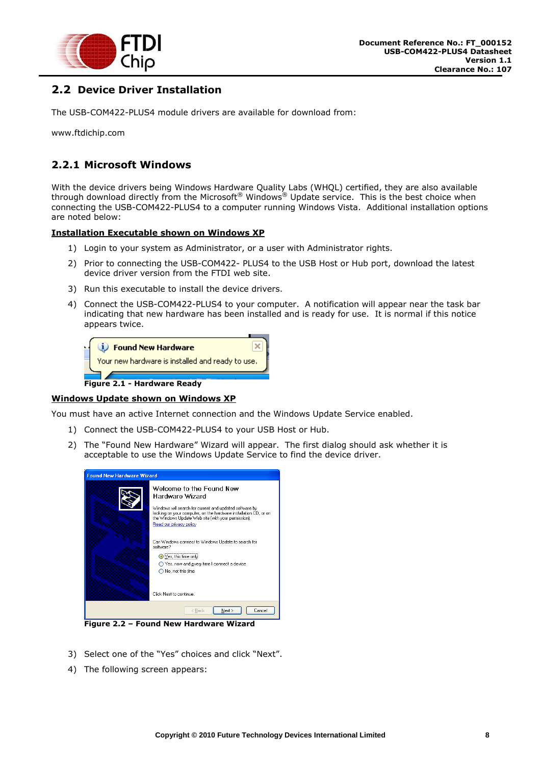## 2.2 Device Driver Installation

The USB-COM422-PLUS4 module drivers are available for download from:

www.ftdichip.com

### 2.2.1 Microsoft Windows

With the device drivers being Windows Hardware Quality Labs (WHQL) certified, they are also available through download directly from the Microsoft® Windows® Update service. This is the best choice when connecting the USB-COM422-PLUS4 to a computer running Windows Vista. Additional installation options are noted below:

**Installation Executable shown on Windows XP**

1) Login to your system as Administrator, or a user with Administrator rights.
2) Prior to connecting the USB-COM422- PLUS4 to the USB Host or Hub port, download the latest device driver version from the FTDI web site.
3) Run this executable to install the device drivers.
4) Connect the USB-COM422-PLUS4 to your computer. A notification will appear near the task bar indicating that new hardware has been installed and is ready for use. It is normal if this notice appears twice.

**Figure 2.1 - Hardware Ready**

**Windows Update shown on Windows XP**

You must have an active Internet connection and the Windows Update Service enabled.

1) Connect the USB-COM422-PLUS4 to your USB Host or Hub.
2) The "Found New Hardware" Wizard will appear. The first dialog should ask whether it is acceptable to use the Windows Update Service to find the device driver.

**Figure 2.2 – Found New Hardware Wizard**

3) Select one of the "Yes" choices and click "Next".
4) The following screen appears: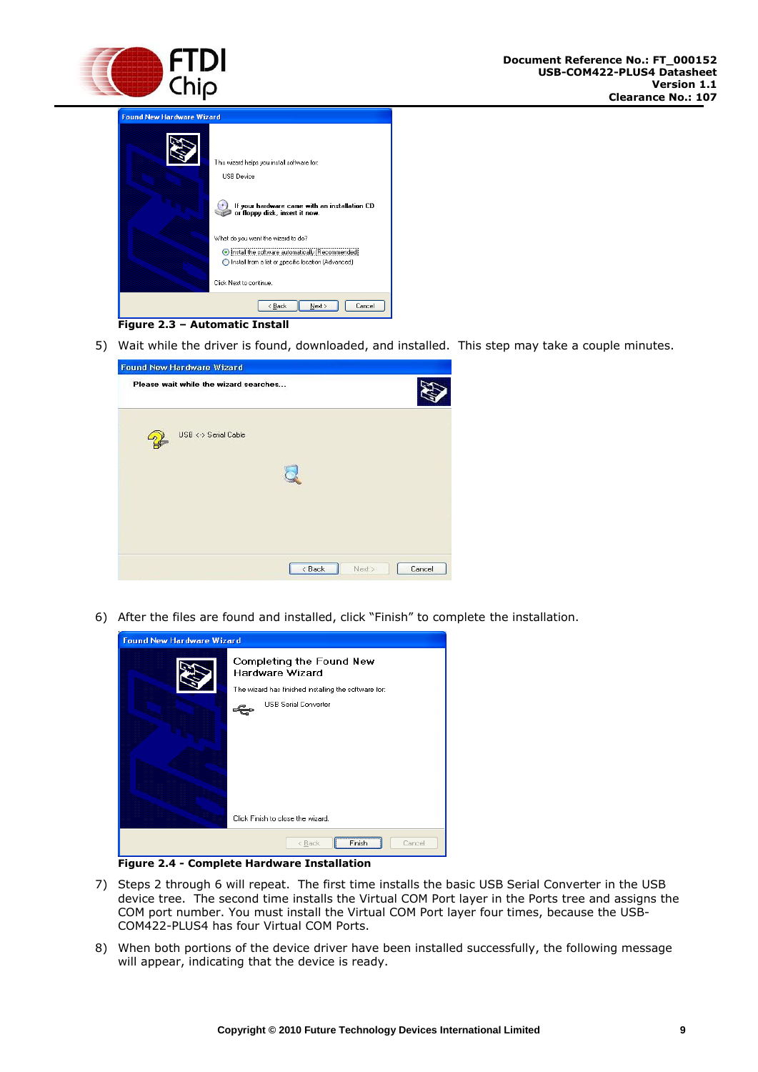Figure 2.3 – Automatic Install

5) Wait while the driver is found, downloaded, and installed. This step may take a couple minutes.

6) After the files are found and installed, click "Finish" to complete the installation.

Figure 2.4 - Complete Hardware Installation

7) Steps 2 through 6 will repeat. The first time installs the basic USB Serial Converter in the USB device tree. The second time installs the Virtual COM Port layer in the Ports tree and assigns the COM port number. You must install the Virtual COM Port layer four times, because the USB-COM422-PLUS4 has four Virtual COM Ports.

8) When both portions of the device driver have been installed successfully, the following message will appear, indicating that the device is ready.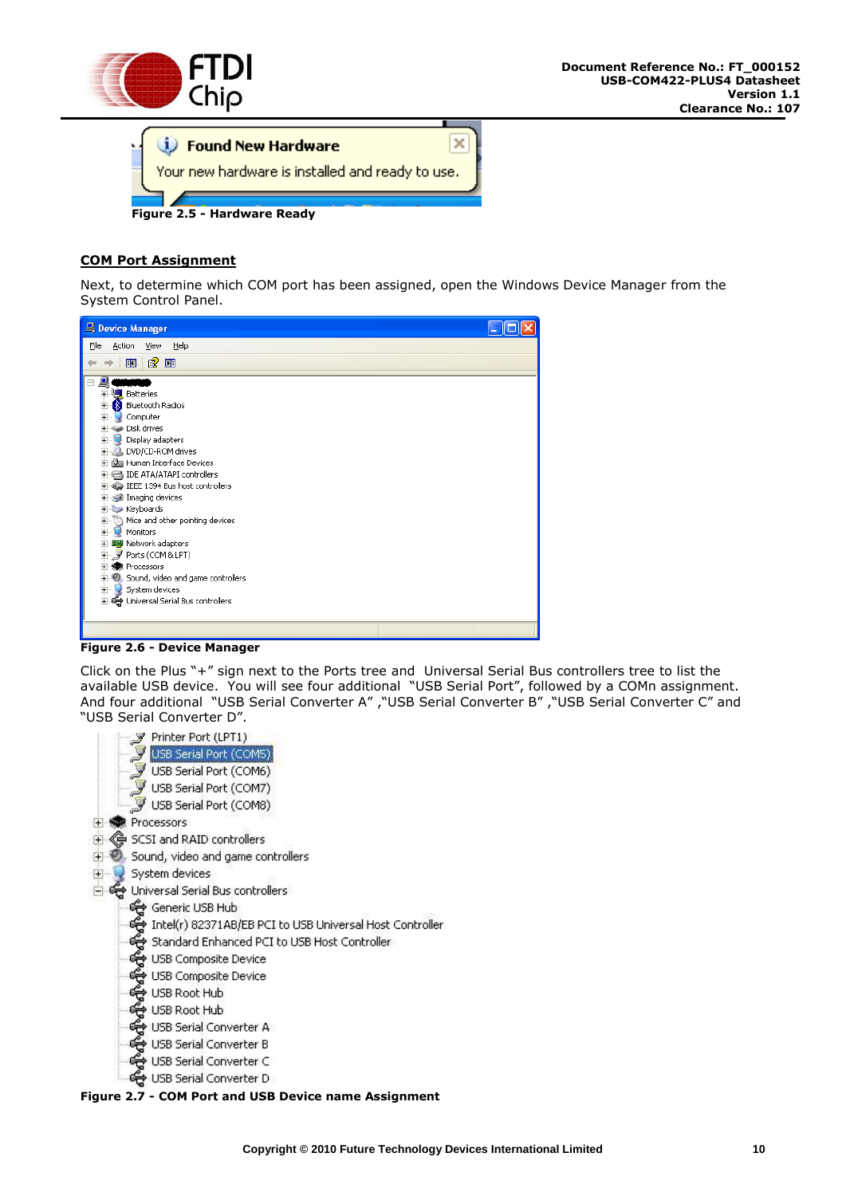Figure 2.5 - Hardware Ready

**COM Port Assignment**

Next, to determine which COM port has been assigned, open the Windows Device Manager from the System Control Panel.

Figure 2.6 - Device Manager

Click on the Plus "+" sign next to the Ports tree and Universal Serial Bus controllers tree to list the available USB device. You will see four additional "USB Serial Port", followed by a COMn assignment. And four additional "USB Serial Converter A" ,"USB Serial Converter B" ,"USB Serial Converter C" and "USB Serial Converter D".

Figure 2.7 - COM Port and USB Device name Assignment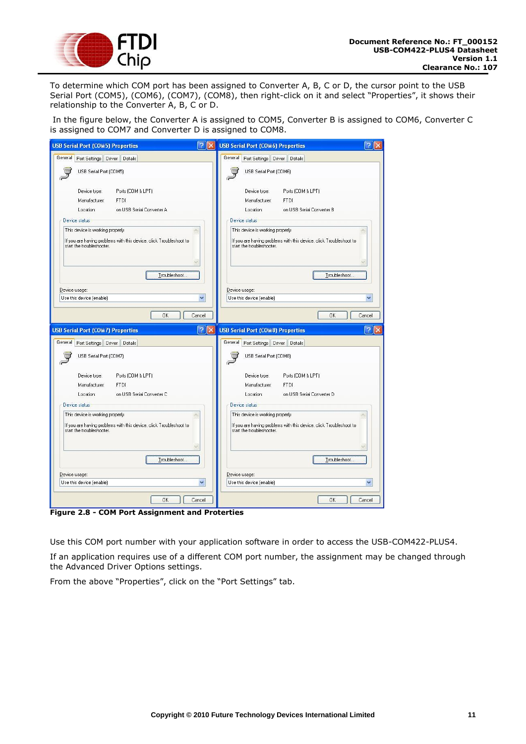To determine which COM port has been assigned to Converter A, B, C or D, the cursor point to the USB Serial Port (COM5), (COM6), (COM7), (COM8), then right-click on it and select "Properties", it shows their relationship to the Converter A, B, C or D.

In the figure below, the Converter A is assigned to COM5, Converter B is assigned to COM6, Converter C is assigned to COM7 and Converter D is assigned to COM8.

**Figure 2.8 - COM Port Assignment and Proterties**

Use this COM port number with your application software in order to access the USB-COM422-PLUS4.

If an application requires use of a different COM port number, the assignment may be changed through the Advanced Driver Options settings.

From the above "Properties", click on the "Port Settings" tab.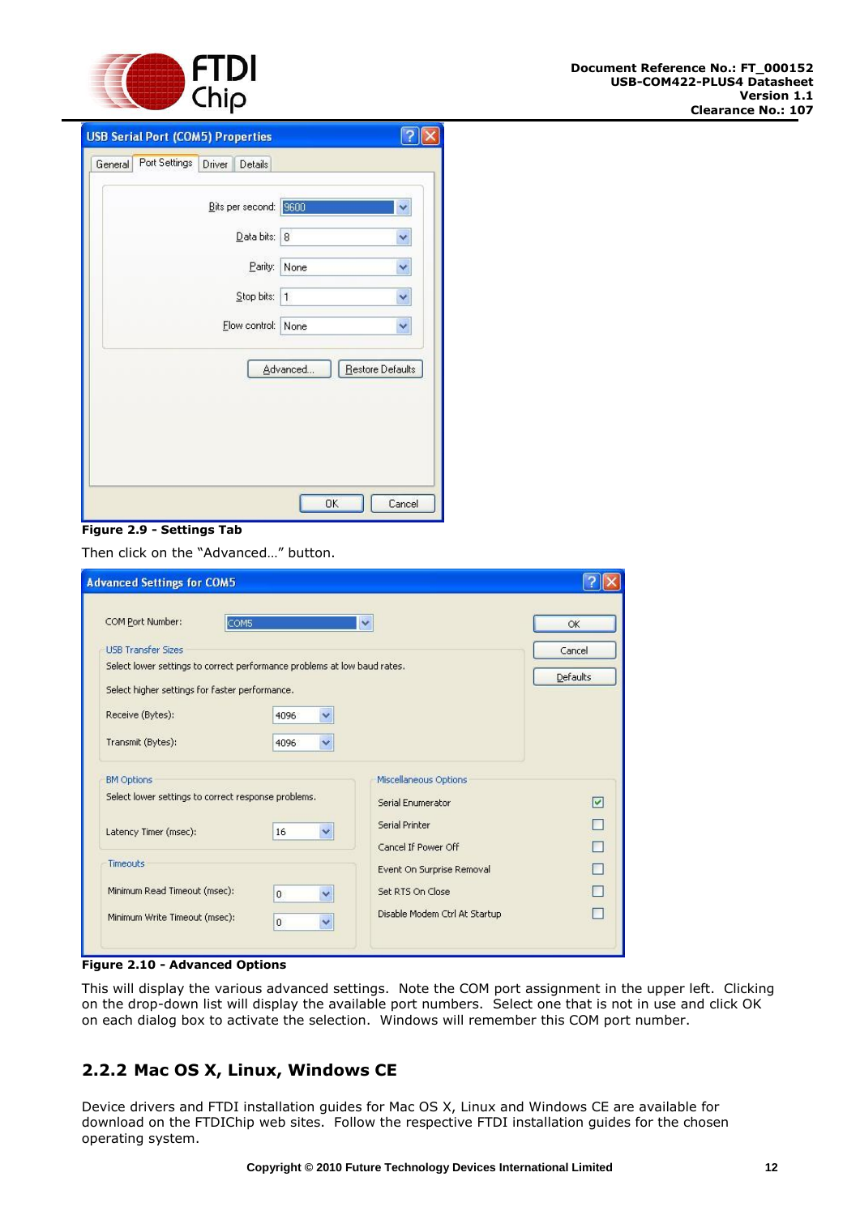Figure 2.9 - Settings Tab

Then click on the "Advanced…" button.

Figure 2.10 - Advanced Options

This will display the various advanced settings. Note the COM port assignment in the upper left. Clicking on the drop-down list will display the available port numbers. Select one that is not in use and click OK on each dialog box to activate the selection. Windows will remember this COM port number.

## 2.2.2 Mac OS X, Linux, Windows CE

Device drivers and FTDI installation guides for Mac OS X, Linux and Windows CE are available for download on the FTDIChip web sites. Follow the respective FTDI installation guides for the chosen operating system.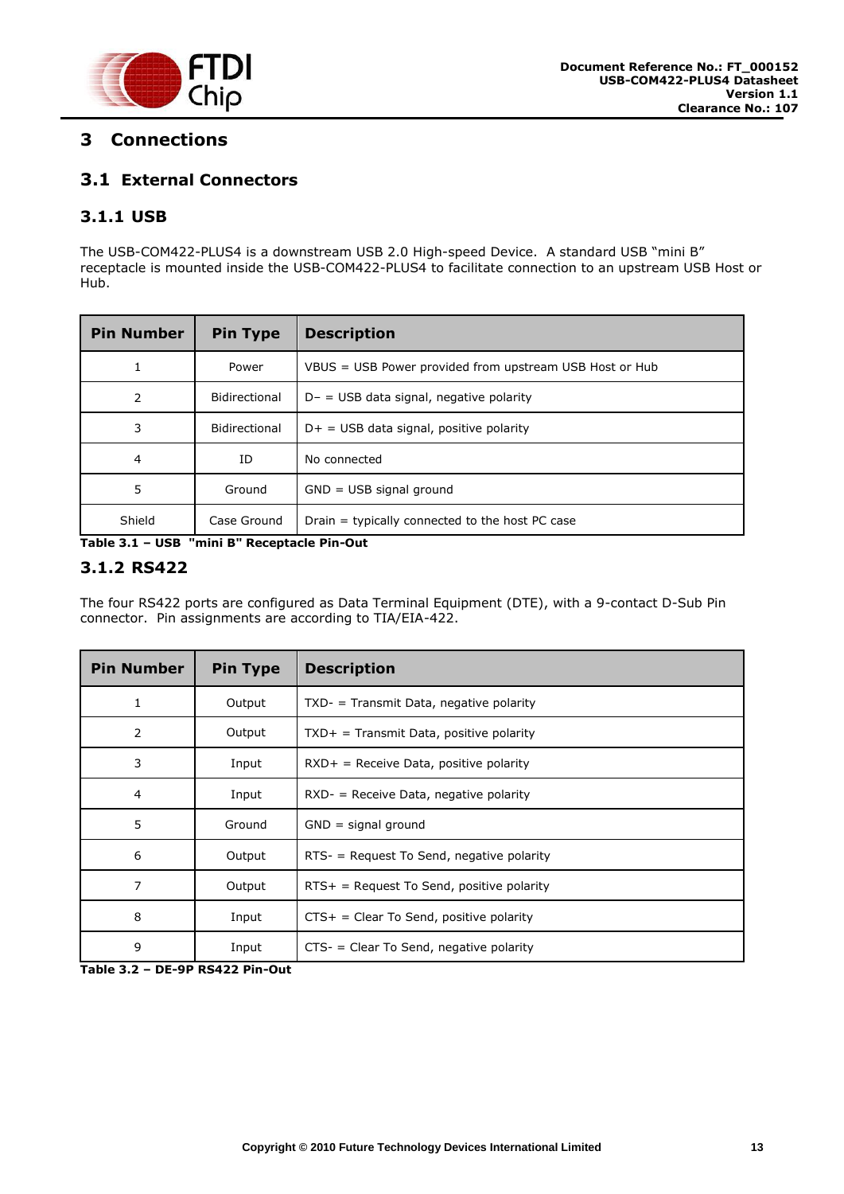# 3 Connections

## 3.1 External Connectors

### 3.1.1 USB

The USB-COM422-PLUS4 is a downstream USB 2.0 High-speed Device.  A standard USB "mini B" receptacle is mounted inside the USB-COM422-PLUS4 to facilitate connection to an upstream USB Host or Hub.

| Pin Number | Pin Type | Description |
|---|---|---|
| 1 | Power | VBUS = USB Power provided from upstream USB Host or Hub |
| 2 | Bidirectional | D– = USB data signal, negative polarity |
| 3 | Bidirectional | D+ = USB data signal, positive polarity |
| 4 | ID | No connected |
| 5 | Ground | GND = USB signal ground |
| Shield | Case Ground | Drain = typically connected to the host PC case |

**Table 3.1 – USB  "mini B" Receptacle Pin-Out**

### 3.1.2 RS422

The four RS422 ports are configured as Data Terminal Equipment (DTE), with a 9-contact D-Sub Pin connector.  Pin assignments are according to TIA/EIA-422.

| Pin Number | Pin Type | Description |
|---|---|---|
| 1 | Output | TXD- = Transmit Data, negative polarity |
| 2 | Output | TXD+ = Transmit Data, positive polarity |
| 3 | Input | RXD+ = Receive Data, positive polarity |
| 4 | Input | RXD- = Receive Data, negative polarity |
| 5 | Ground | GND = signal ground |
| 6 | Output | RTS- = Request To Send, negative polarity |
| 7 | Output | RTS+ = Request To Send, positive polarity |
| 8 | Input | CTS+ = Clear To Send, positive polarity |
| 9 | Input | CTS- = Clear To Send, negative polarity |

**Table 3.2 – DE-9P RS422 Pin-Out**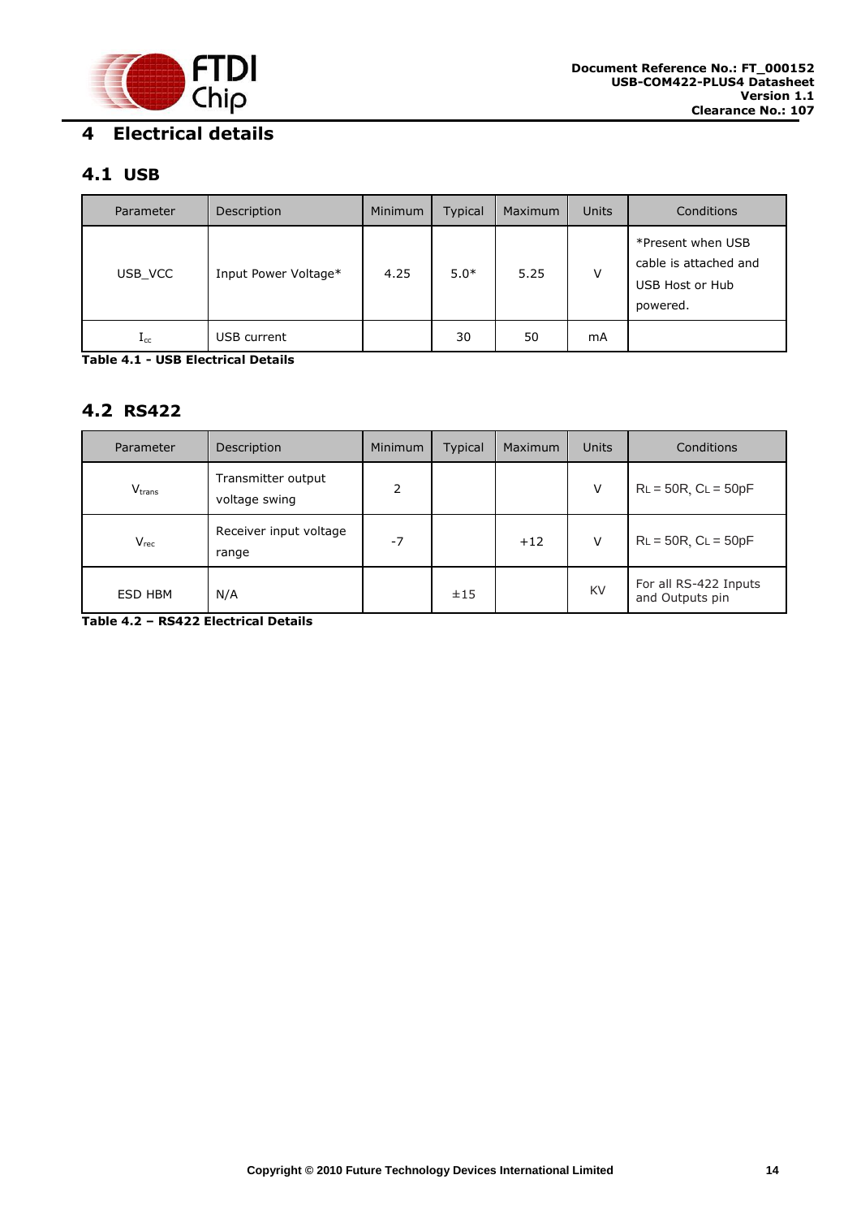# 4 Electrical details

## 4.1 USB

| Parameter | Description | Minimum | Typical | Maximum | Units | Conditions |
|---|---|---|---|---|---|---|
| USB_VCC | Input Power Voltage* | 4.25 | 5.0* | 5.25 | V | *Present when USB cable is attached and USB Host or Hub powered. |
| $I_{cc}$ | USB current | | 30 | 50 | mA | |

**Table 4.1 - USB Electrical Details**

## 4.2 RS422

| Parameter | Description | Minimum | Typical | Maximum | Units | Conditions |
|---|---|---|---|---|---|---|
| $V_{trans}$ | Transmitter output voltage swing | 2 | | | V | $R_L$ = 50R, $C_L$ = 50pF |
| $V_{rec}$ | Receiver input voltage range | -7 | | +12 | V | $R_L$ = 50R, $C_L$ = 50pF |
| ESD HBM | N/A | | ±15 | | KV | For all RS-422 Inputs and Outputs pin |

**Table 4.2 – RS422 Electrical Details**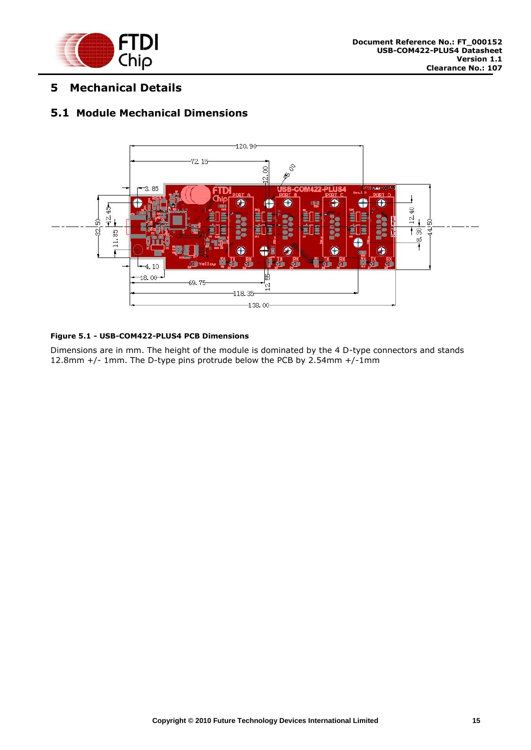# 5 Mechanical Details

## 5.1 Module Mechanical Dimensions

**Figure 5.1 - USB-COM422-PLUS4 PCB Dimensions**

Dimensions are in mm. The height of the module is dominated by the 4 D-type connectors and stands 12.8mm +/- 1mm. The D-type pins protrude below the PCB by 2.54mm +/-1mm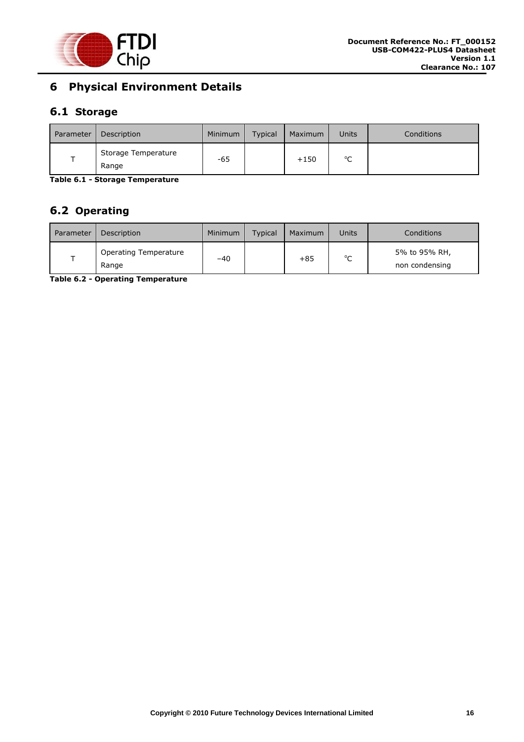# 6 Physical Environment Details

## 6.1 Storage

| Parameter | Description | Minimum | Typical | Maximum | Units | Conditions |
|---|---|---|---|---|---|---|
| T | Storage Temperature Range | -65 | | +150 | °C | |

**Table 6.1 - Storage Temperature**

## 6.2 Operating

| Parameter | Description | Minimum | Typical | Maximum | Units | Conditions |
|---|---|---|---|---|---|---|
| T | Operating Temperature Range | −40 | | +85 | °C | 5% to 95% RH, non condensing |

**Table 6.2 - Operating Temperature**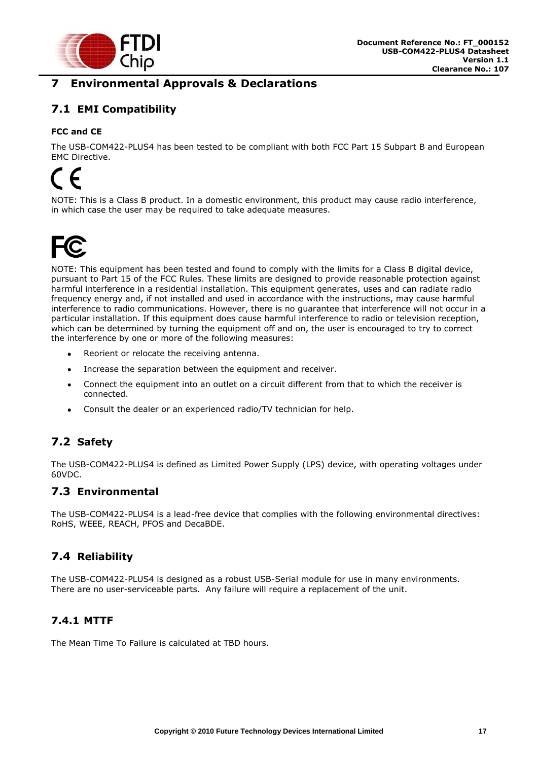# 7 Environmental Approvals & Declarations

## 7.1 EMI Compatibility

**FCC and CE**

The USB-COM422-PLUS4 has been tested to be compliant with both FCC Part 15 Subpart B and European EMC Directive.

NOTE: This is a Class B product. In a domestic environment, this product may cause radio interference, in which case the user may be required to take adequate measures.

NOTE: This equipment has been tested and found to comply with the limits for a Class B digital device, pursuant to Part 15 of the FCC Rules. These limits are designed to provide reasonable protection against harmful interference in a residential installation. This equipment generates, uses and can radiate radio frequency energy and, if not installed and used in accordance with the instructions, may cause harmful interference to radio communications. However, there is no guarantee that interference will not occur in a particular installation. If this equipment does cause harmful interference to radio or television reception, which can be determined by turning the equipment off and on, the user is encouraged to try to correct the interference by one or more of the following measures:

- Reorient or relocate the receiving antenna.
- Increase the separation between the equipment and receiver.
- Connect the equipment into an outlet on a circuit different from that to which the receiver is connected.
- Consult the dealer or an experienced radio/TV technician for help.

## 7.2 Safety

The USB-COM422-PLUS4 is defined as Limited Power Supply (LPS) device, with operating voltages under 60VDC.

## 7.3 Environmental

The USB-COM422-PLUS4 is a lead-free device that complies with the following environmental directives: RoHS, WEEE, REACH, PFOS and DecaBDE.

## 7.4 Reliability

The USB-COM422-PLUS4 is designed as a robust USB-Serial module for use in many environments. There are no user-serviceable parts. Any failure will require a replacement of the unit.

### 7.4.1 MTTF

The Mean Time To Failure is calculated at TBD hours.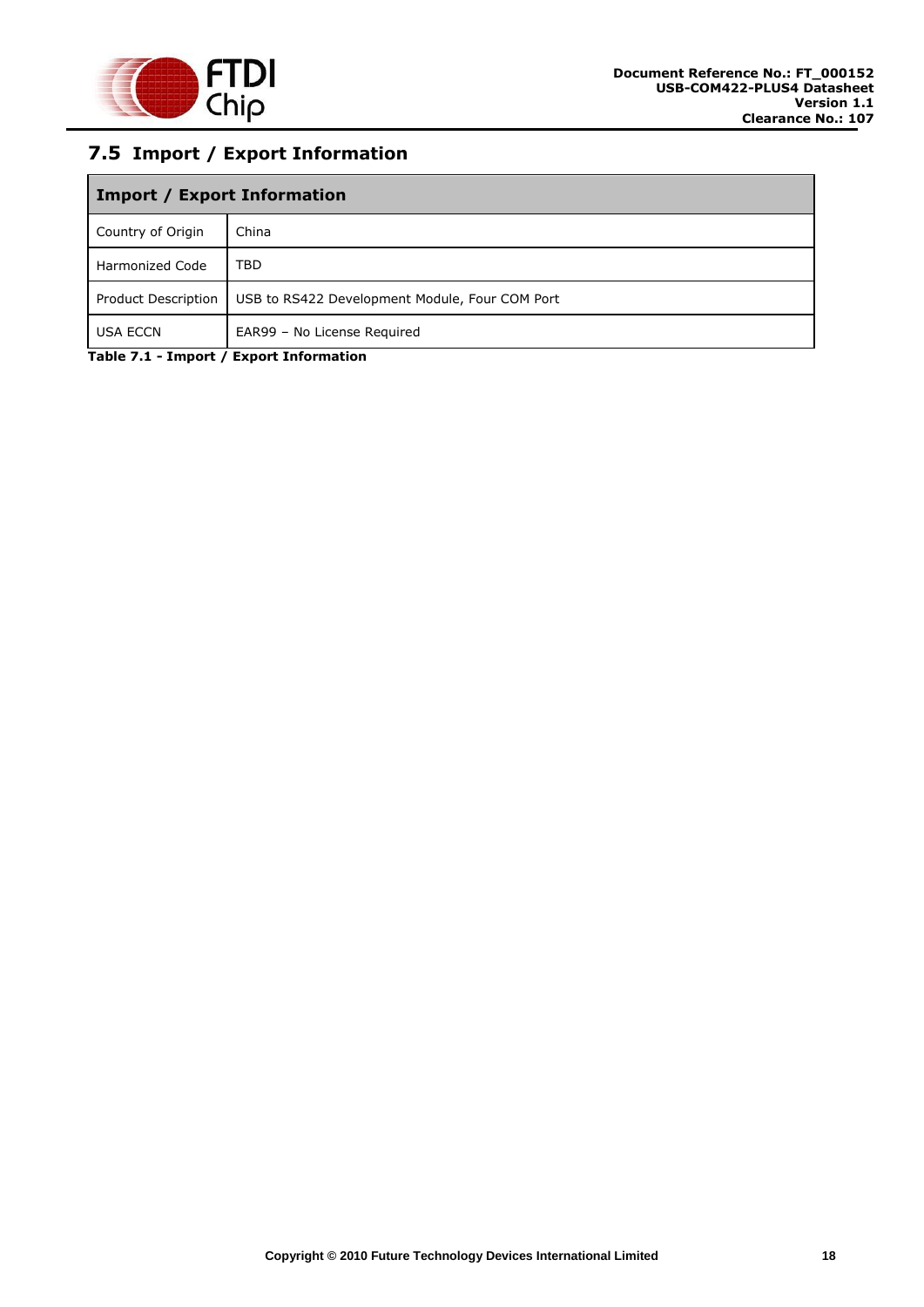## 7.5 Import / Export Information

| Import / Export Information | |
|---|---|
| Country of Origin | China |
| Harmonized Code | TBD |
| Product Description | USB to RS422 Development Module, Four COM Port |
| USA ECCN | EAR99 – No License Required |

**Table 7.1 - Import / Export Information**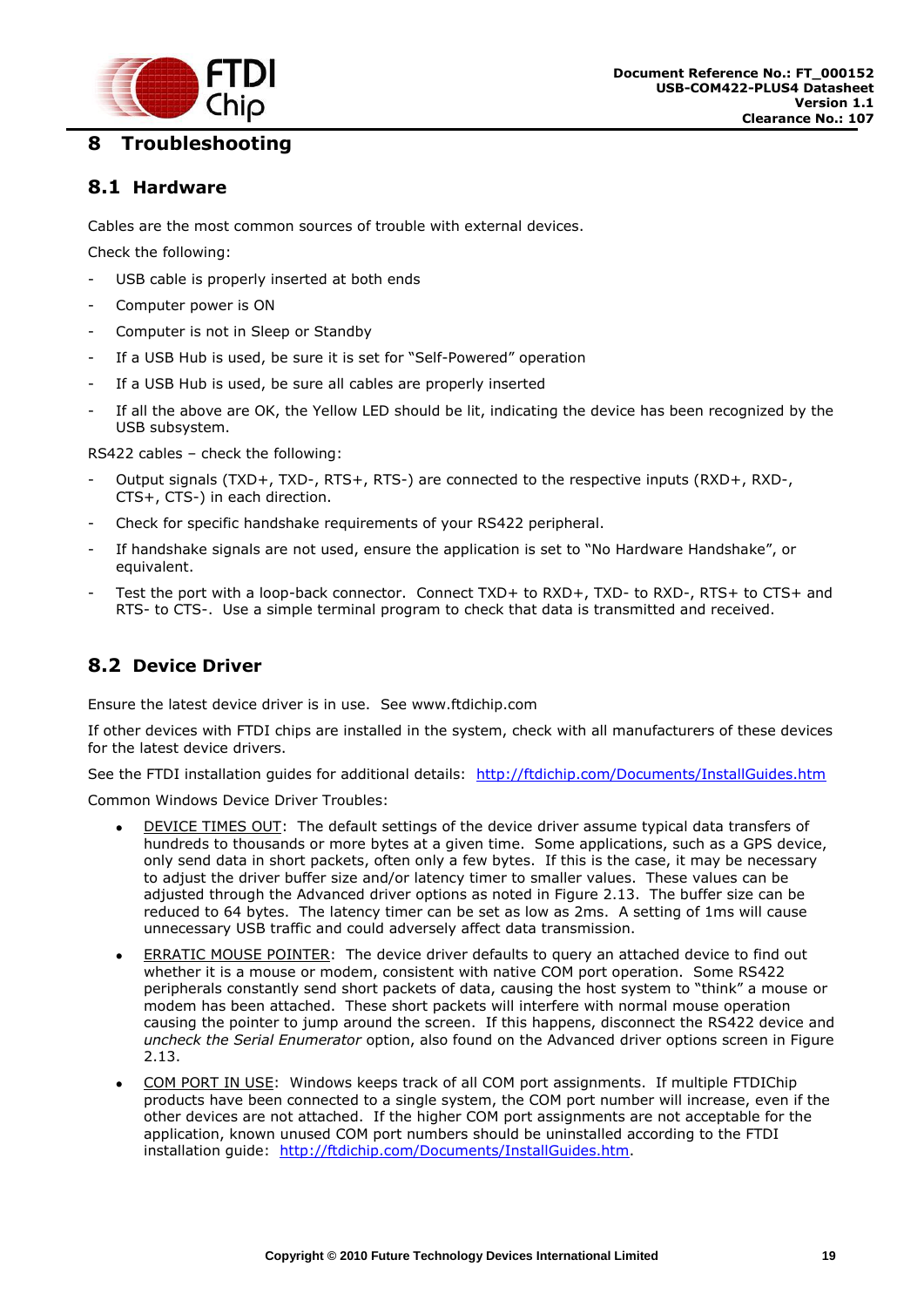# 8 Troubleshooting

## 8.1 Hardware

Cables are the most common sources of trouble with external devices.

Check the following:

- USB cable is properly inserted at both ends
- Computer power is ON
- Computer is not in Sleep or Standby
- If a USB Hub is used, be sure it is set for “Self-Powered” operation
- If a USB Hub is used, be sure all cables are properly inserted
- If all the above are OK, the Yellow LED should be lit, indicating the device has been recognized by the USB subsystem.

RS422 cables – check the following:

- Output signals (TXD+, TXD-, RTS+, RTS-) are connected to the respective inputs (RXD+, RXD-, CTS+, CTS-) in each direction.
- Check for specific handshake requirements of your RS422 peripheral.
- If handshake signals are not used, ensure the application is set to “No Hardware Handshake”, or equivalent.
- Test the port with a loop-back connector. Connect TXD+ to RXD+, TXD- to RXD-, RTS+ to CTS+ and RTS- to CTS-. Use a simple terminal program to check that data is transmitted and received.

## 8.2 Device Driver

Ensure the latest device driver is in use. See www.ftdichip.com

If other devices with FTDI chips are installed in the system, check with all manufacturers of these devices for the latest device drivers.

See the FTDI installation guides for additional details: http://ftdichip.com/Documents/InstallGuides.htm

Common Windows Device Driver Troubles:

- DEVICE TIMES OUT: The default settings of the device driver assume typical data transfers of hundreds to thousands or more bytes at a given time. Some applications, such as a GPS device, only send data in short packets, often only a few bytes. If this is the case, it may be necessary to adjust the driver buffer size and/or latency timer to smaller values. These values can be adjusted through the Advanced driver options as noted in Figure 2.13. The buffer size can be reduced to 64 bytes. The latency timer can be set as low as 2ms. A setting of 1ms will cause unnecessary USB traffic and could adversely affect data transmission.
- ERRATIC MOUSE POINTER: The device driver defaults to query an attached device to find out whether it is a mouse or modem, consistent with native COM port operation. Some RS422 peripherals constantly send short packets of data, causing the host system to “think” a mouse or modem has been attached. These short packets will interfere with normal mouse operation causing the pointer to jump around the screen. If this happens, disconnect the RS422 device and *uncheck the Serial Enumerator* option, also found on the Advanced driver options screen in Figure 2.13.
- COM PORT IN USE: Windows keeps track of all COM port assignments. If multiple FTDIChip products have been connected to a single system, the COM port number will increase, even if the other devices are not attached. If the higher COM port assignments are not acceptable for the application, known unused COM port numbers should be uninstalled according to the FTDI installation guide: http://ftdichip.com/Documents/InstallGuides.htm.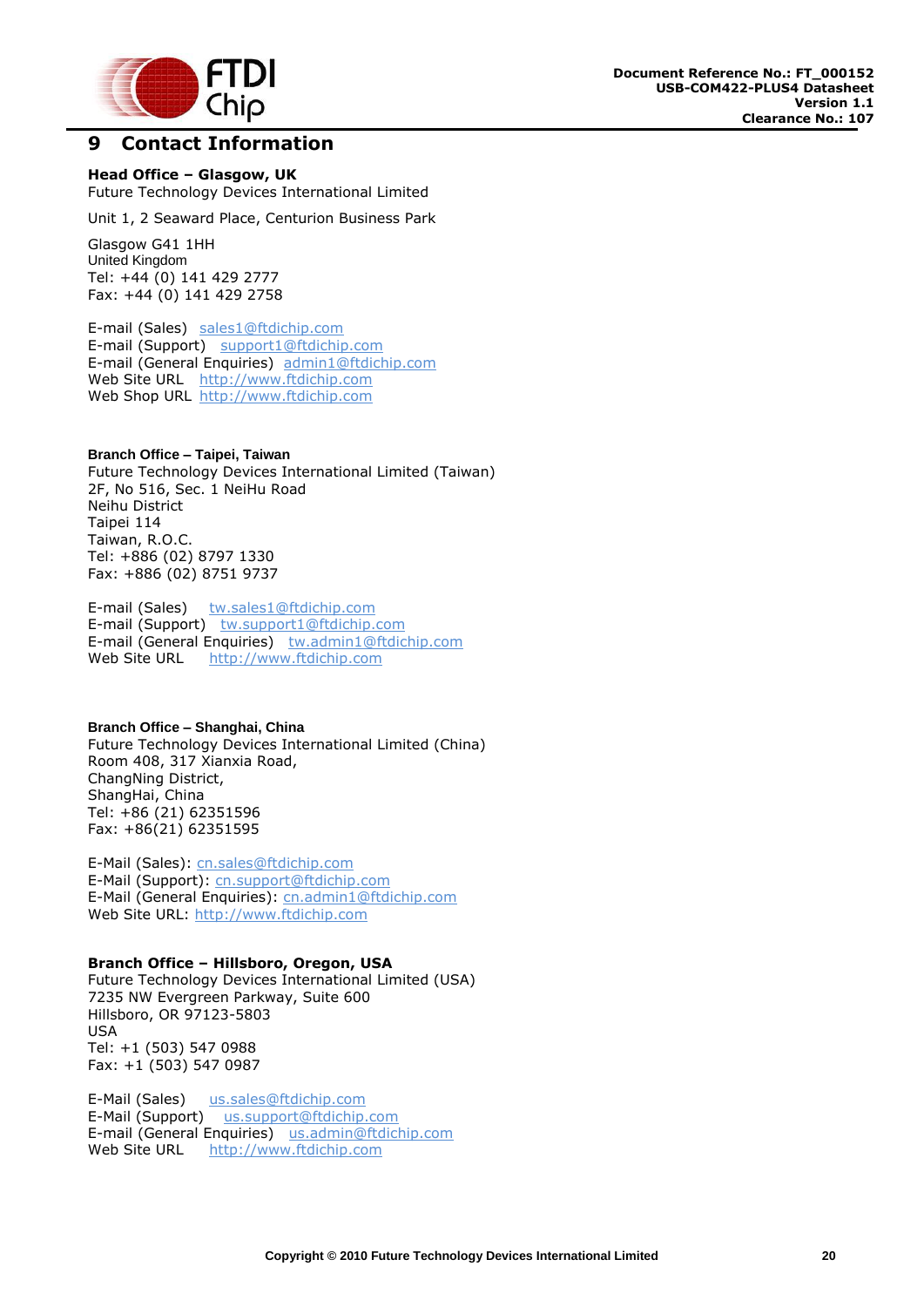# 9 Contact Information

**Head Office – Glasgow, UK**
Future Technology Devices International Limited

Unit 1, 2 Seaward Place, Centurion Business Park

Glasgow G41 1HH
United Kingdom
Tel: +44 (0) 141 429 2777
Fax: +44 (0) 141 429 2758

E-mail (Sales) sales1@ftdichip.com
E-mail (Support) support1@ftdichip.com
E-mail (General Enquiries) admin1@ftdichip.com
Web Site URL http://www.ftdichip.com
Web Shop URL http://www.ftdichip.com

**Branch Office – Taipei, Taiwan**
Future Technology Devices International Limited (Taiwan)
2F, No 516, Sec. 1 NeiHu Road
Neihu District
Taipei 114
Taiwan, R.O.C.
Tel: +886 (02) 8797 1330
Fax: +886 (02) 8751 9737

E-mail (Sales) tw.sales1@ftdichip.com
E-mail (Support) tw.support1@ftdichip.com
E-mail (General Enquiries) tw.admin1@ftdichip.com
Web Site URL http://www.ftdichip.com

**Branch Office – Shanghai, China**
Future Technology Devices International Limited (China)
Room 408, 317 Xianxia Road,
ChangNing District,
ShangHai, China
Tel: +86 (21) 62351596
Fax: +86(21) 62351595

E-Mail (Sales): cn.sales@ftdichip.com
E-Mail (Support): cn.support@ftdichip.com
E-Mail (General Enquiries): cn.admin1@ftdichip.com
Web Site URL: http://www.ftdichip.com

**Branch Office – Hillsboro, Oregon, USA**
Future Technology Devices International Limited (USA)
7235 NW Evergreen Parkway, Suite 600
Hillsboro, OR 97123-5803
USA
Tel: +1 (503) 547 0988
Fax: +1 (503) 547 0987

E-Mail (Sales) us.sales@ftdichip.com
E-Mail (Support) us.support@ftdichip.com
E-mail (General Enquiries) us.admin@ftdichip.com
Web Site URL http://www.ftdichip.com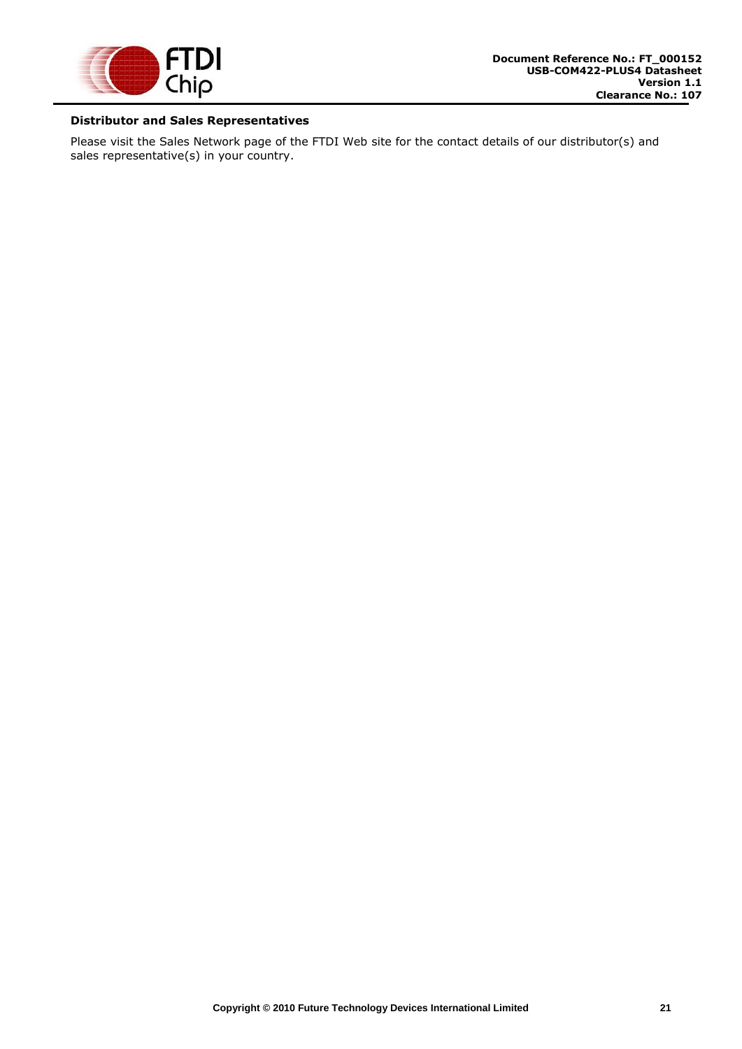**Distributor and Sales Representatives**

Please visit the Sales Network page of the FTDI Web site for the contact details of our distributor(s) and sales representative(s) in your country.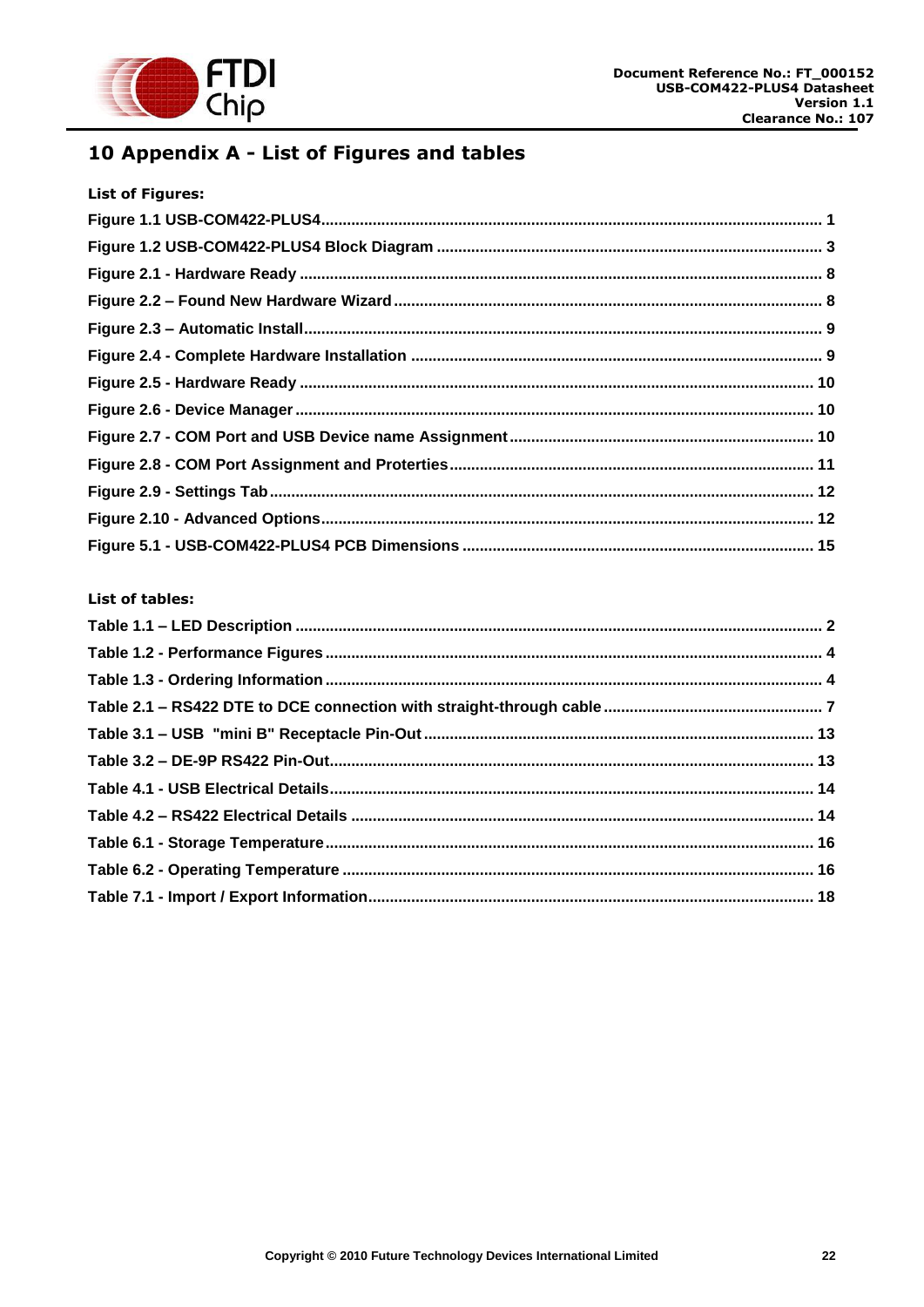# 10 Appendix A - List of Figures and tables

**List of Figures:**

**Figure 1.1 USB-COM422-PLUS4 ................................................................ 1**
**Figure 1.2 USB-COM422-PLUS4 Block Diagram ................................................................ 3**
**Figure 2.1 - Hardware Ready ................................................................ 8**
**Figure 2.2 – Found New Hardware Wizard ................................................................ 8**
**Figure 2.3 – Automatic Install ................................................................ 9**
**Figure 2.4 - Complete Hardware Installation ................................................................ 9**
**Figure 2.5 - Hardware Ready ................................................................ 10**
**Figure 2.6 - Device Manager ................................................................ 10**
**Figure 2.7 - COM Port and USB Device name Assignment ................................................................ 10**
**Figure 2.8 - COM Port Assignment and Proterties ................................................................ 11**
**Figure 2.9 - Settings Tab ................................................................ 12**
**Figure 2.10 - Advanced Options ................................................................ 12**
**Figure 5.1 - USB-COM422-PLUS4 PCB Dimensions ................................................................ 15**

**List of tables:**

**Table 1.1 – LED Description ................................................................ 2**
**Table 1.2 - Performance Figures ................................................................ 4**
**Table 1.3 - Ordering Information ................................................................ 4**
**Table 2.1 – RS422 DTE to DCE connection with straight-through cable ................................................................ 7**
**Table 3.1 – USB "mini B" Receptacle Pin-Out ................................................................ 13**
**Table 3.2 – DE-9P RS422 Pin-Out ................................................................ 13**
**Table 4.1 - USB Electrical Details ................................................................ 14**
**Table 4.2 – RS422 Electrical Details ................................................................ 14**
**Table 6.1 - Storage Temperature ................................................................ 16**
**Table 6.2 - Operating Temperature ................................................................ 16**
**Table 7.1 - Import / Export Information ................................................................ 18**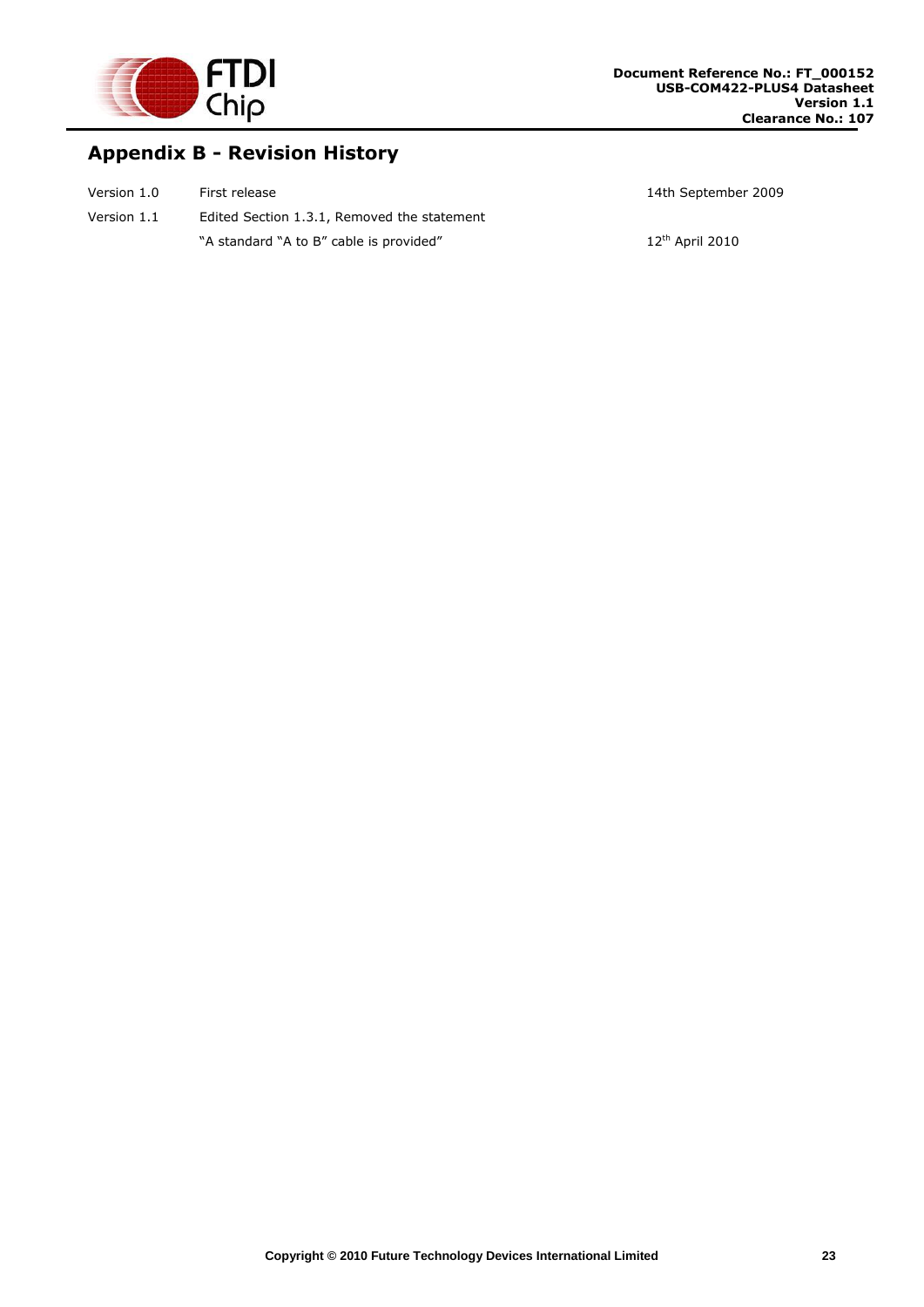# Appendix B - Revision History

| | | |
|---|---|---|
| Version 1.0 | First release | 14th September 2009 |
| Version 1.1 | Edited Section 1.3.1, Removed the statement "A standard "A to B" cable is provided" | 12th April 2010 |